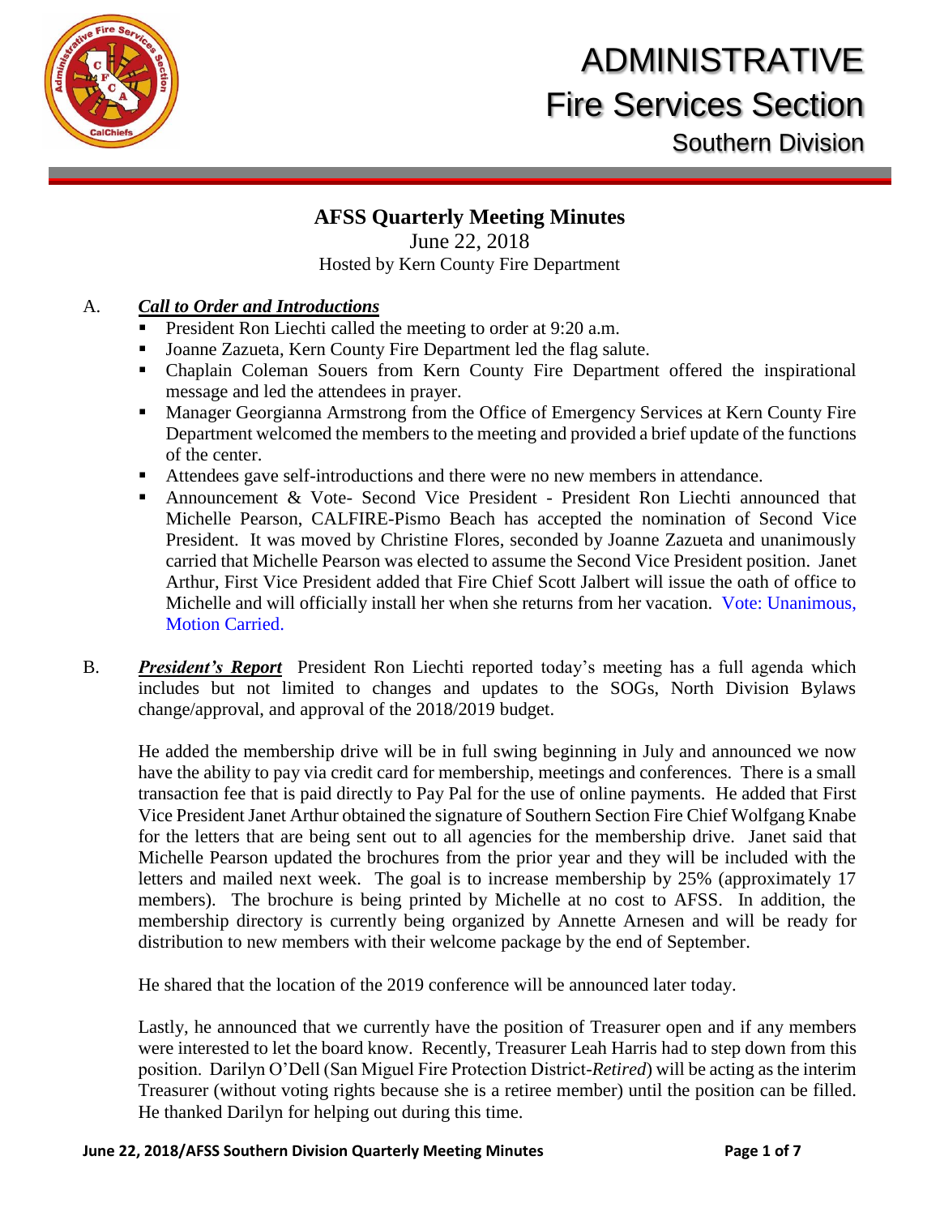# ADMINISTRATIVE
# Fire Services Section
## Southern Division

### AFSS Quarterly Meeting Minutes

June 22, 2018
Hosted by Kern County Fire Department

A. ***Call to Order and Introductions***

- President Ron Liechti called the meeting to order at 9:20 a.m.
- Joanne Zazueta, Kern County Fire Department led the flag salute.
- Chaplain Coleman Souers from Kern County Fire Department offered the inspirational message and led the attendees in prayer.
- Manager Georgianna Armstrong from the Office of Emergency Services at Kern County Fire Department welcomed the members to the meeting and provided a brief update of the functions of the center.
- Attendees gave self-introductions and there were no new members in attendance.
- Announcement & Vote- Second Vice President - President Ron Liechti announced that Michelle Pearson, CALFIRE-Pismo Beach has accepted the nomination of Second Vice President. It was moved by Christine Flores, seconded by Joanne Zazueta and unanimously carried that Michelle Pearson was elected to assume the Second Vice President position. Janet Arthur, First Vice President added that Fire Chief Scott Jalbert will issue the oath of office to Michelle and will officially install her when she returns from her vacation. Vote: Unanimous, Motion Carried.

B. ***President's Report*** President Ron Liechti reported today's meeting has a full agenda which includes but not limited to changes and updates to the SOGs, North Division Bylaws change/approval, and approval of the 2018/2019 budget.

He added the membership drive will be in full swing beginning in July and announced we now have the ability to pay via credit card for membership, meetings and conferences. There is a small transaction fee that is paid directly to Pay Pal for the use of online payments. He added that First Vice President Janet Arthur obtained the signature of Southern Section Fire Chief Wolfgang Knabe for the letters that are being sent out to all agencies for the membership drive. Janet said that Michelle Pearson updated the brochures from the prior year and they will be included with the letters and mailed next week. The goal is to increase membership by 25% (approximately 17 members). The brochure is being printed by Michelle at no cost to AFSS. In addition, the membership directory is currently being organized by Annette Arnesen and will be ready for distribution to new members with their welcome package by the end of September.

He shared that the location of the 2019 conference will be announced later today.

Lastly, he announced that we currently have the position of Treasurer open and if any members were interested to let the board know. Recently, Treasurer Leah Harris had to step down from this position. Darilyn O'Dell (San Miguel Fire Protection District-*Retired*) will be acting as the interim Treasurer (without voting rights because she is a retiree member) until the position can be filled. He thanked Darilyn for helping out during this time.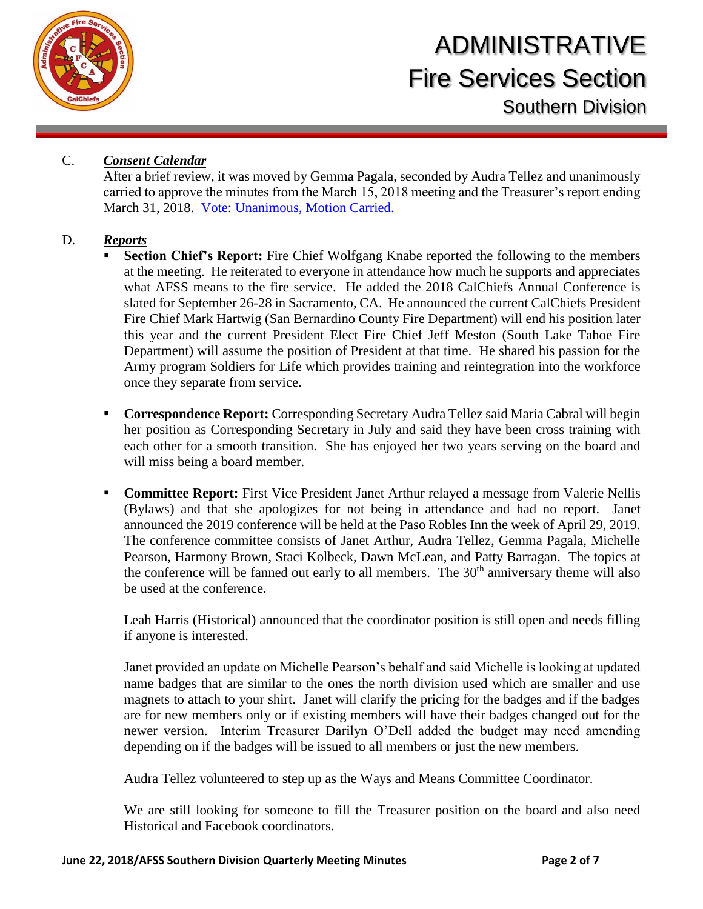C. ***Consent Calendar***

After a brief review, it was moved by Gemma Pagala, seconded by Audra Tellez and unanimously carried to approve the minutes from the March 15, 2018 meeting and the Treasurer's report ending March 31, 2018. Vote: Unanimous, Motion Carried.

D. ***Reports***

- **Section Chief's Report:** Fire Chief Wolfgang Knabe reported the following to the members at the meeting. He reiterated to everyone in attendance how much he supports and appreciates what AFSS means to the fire service. He added the 2018 CalChiefs Annual Conference is slated for September 26-28 in Sacramento, CA. He announced the current CalChiefs President Fire Chief Mark Hartwig (San Bernardino County Fire Department) will end his position later this year and the current President Elect Fire Chief Jeff Meston (South Lake Tahoe Fire Department) will assume the position of President at that time. He shared his passion for the Army program Soldiers for Life which provides training and reintegration into the workforce once they separate from service.

- **Correspondence Report:** Corresponding Secretary Audra Tellez said Maria Cabral will begin her position as Corresponding Secretary in July and said they have been cross training with each other for a smooth transition. She has enjoyed her two years serving on the board and will miss being a board member.

- **Committee Report:** First Vice President Janet Arthur relayed a message from Valerie Nellis (Bylaws) and that she apologizes for not being in attendance and had no report. Janet announced the 2019 conference will be held at the Paso Robles Inn the week of April 29, 2019. The conference committee consists of Janet Arthur, Audra Tellez, Gemma Pagala, Michelle Pearson, Harmony Brown, Staci Kolbeck, Dawn McLean, and Patty Barragan. The topics at the conference will be fanned out early to all members. The 30th anniversary theme will also be used at the conference.

  Leah Harris (Historical) announced that the coordinator position is still open and needs filling if anyone is interested.

  Janet provided an update on Michelle Pearson's behalf and said Michelle is looking at updated name badges that are similar to the ones the north division used which are smaller and use magnets to attach to your shirt. Janet will clarify the pricing for the badges and if the badges are for new members only or if existing members will have their badges changed out for the newer version. Interim Treasurer Darilyn O'Dell added the budget may need amending depending on if the badges will be issued to all members or just the new members.

  Audra Tellez volunteered to step up as the Ways and Means Committee Coordinator.

  We are still looking for someone to fill the Treasurer position on the board and also need Historical and Facebook coordinators.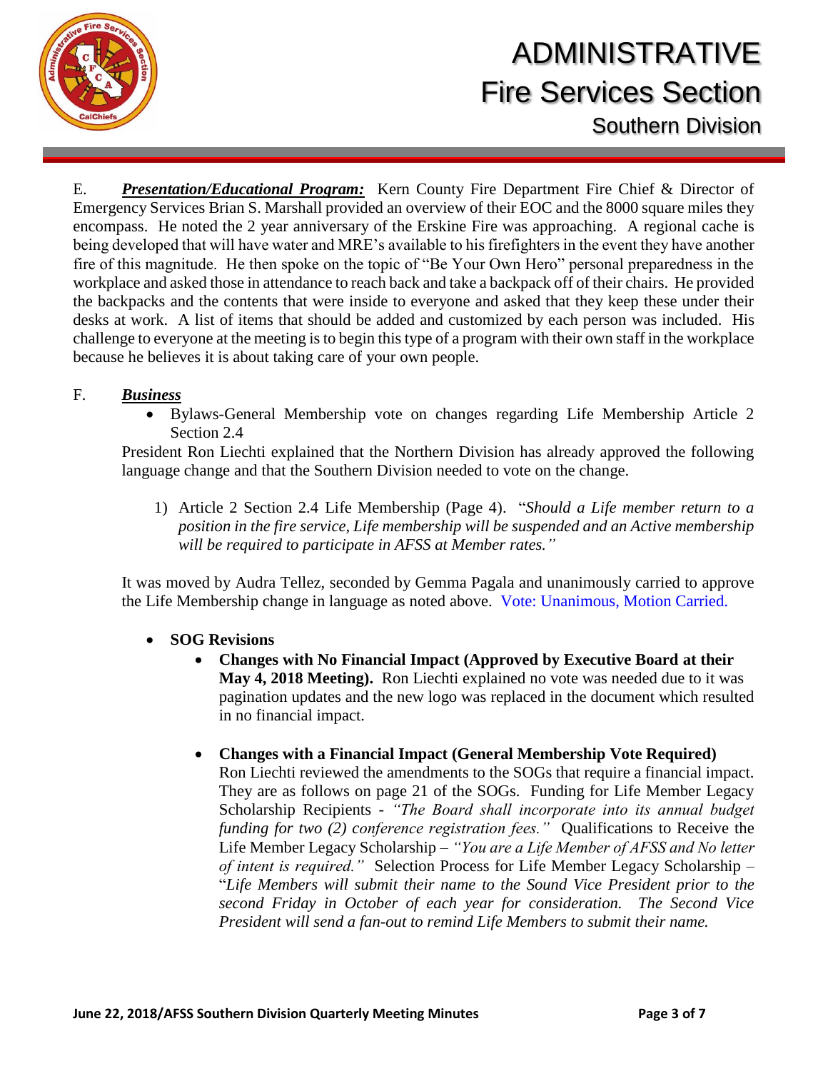E. ***Presentation/Educational Program:*** Kern County Fire Department Fire Chief & Director of Emergency Services Brian S. Marshall provided an overview of their EOC and the 8000 square miles they encompass. He noted the 2 year anniversary of the Erskine Fire was approaching. A regional cache is being developed that will have water and MRE's available to his firefighters in the event they have another fire of this magnitude. He then spoke on the topic of "Be Your Own Hero" personal preparedness in the workplace and asked those in attendance to reach back and take a backpack off of their chairs. He provided the backpacks and the contents that were inside to everyone and asked that they keep these under their desks at work. A list of items that should be added and customized by each person was included. His challenge to everyone at the meeting is to begin this type of a program with their own staff in the workplace because he believes it is about taking care of your own people.

F. ***Business***

- Bylaws-General Membership vote on changes regarding Life Membership Article 2 Section 2.4

President Ron Liechti explained that the Northern Division has already approved the following language change and that the Southern Division needed to vote on the change.

1) Article 2 Section 2.4 Life Membership (Page 4). "*Should a Life member return to a position in the fire service, Life membership will be suspended and an Active membership will be required to participate in AFSS at Member rates."*

It was moved by Audra Tellez, seconded by Gemma Pagala and unanimously carried to approve the Life Membership change in language as noted above. Vote: Unanimous, Motion Carried.

- **SOG Revisions**
  - **Changes with No Financial Impact (Approved by Executive Board at their May 4, 2018 Meeting).** Ron Liechti explained no vote was needed due to it was pagination updates and the new logo was replaced in the document which resulted in no financial impact.
  - **Changes with a Financial Impact (General Membership Vote Required)** Ron Liechti reviewed the amendments to the SOGs that require a financial impact. They are as follows on page 21 of the SOGs. Funding for Life Member Legacy Scholarship Recipients - *"The Board shall incorporate into its annual budget funding for two (2) conference registration fees."* Qualifications to Receive the Life Member Legacy Scholarship – *"You are a Life Member of AFSS and No letter of intent is required."* Selection Process for Life Member Legacy Scholarship – "*Life Members will submit their name to the Sound Vice President prior to the second Friday in October of each year for consideration. The Second Vice President will send a fan-out to remind Life Members to submit their name.*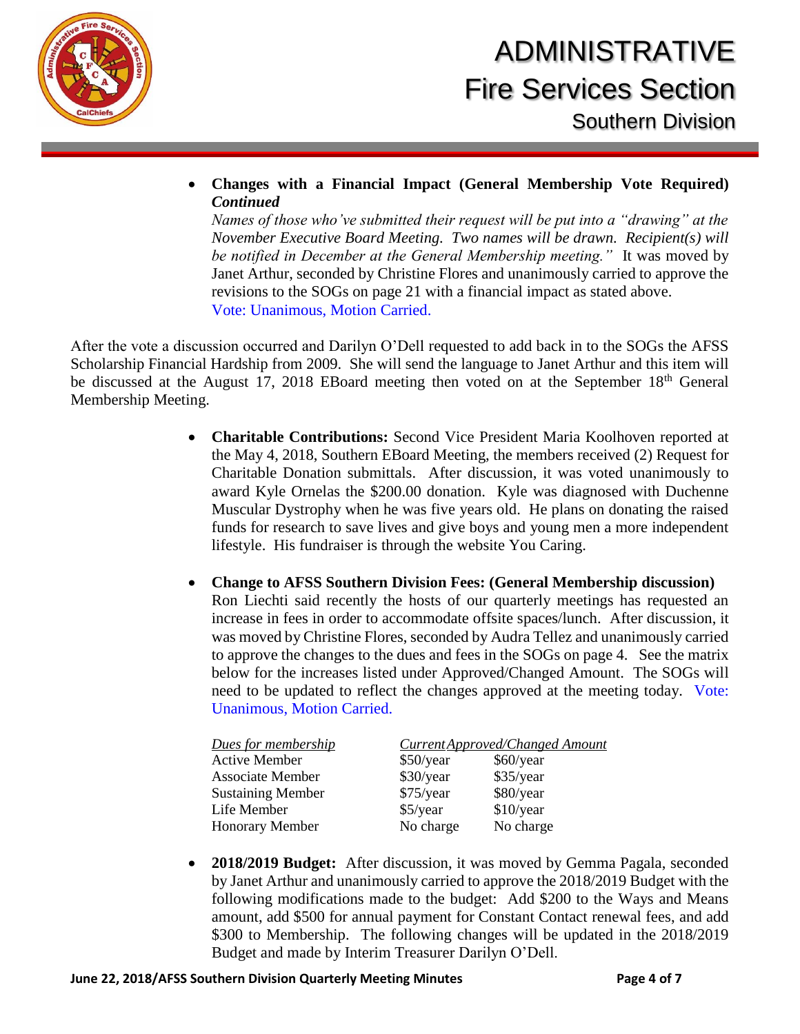- **Changes with a Financial Impact (General Membership Vote Required)** ***Continued***
  *Names of those who've submitted their request will be put into a "drawing" at the November Executive Board Meeting. Two names will be drawn. Recipient(s) will be notified in December at the General Membership meeting."* It was moved by Janet Arthur, seconded by Christine Flores and unanimously carried to approve the revisions to the SOGs on page 21 with a financial impact as stated above.
  Vote: Unanimous, Motion Carried.

After the vote a discussion occurred and Darilyn O'Dell requested to add back in to the SOGs the AFSS Scholarship Financial Hardship from 2009. She will send the language to Janet Arthur and this item will be discussed at the August 17, 2018 EBoard meeting then voted on at the September 18th General Membership Meeting.

- **Charitable Contributions:** Second Vice President Maria Koolhoven reported at the May 4, 2018, Southern EBoard Meeting, the members received (2) Request for Charitable Donation submittals. After discussion, it was voted unanimously to award Kyle Ornelas the $200.00 donation. Kyle was diagnosed with Duchenne Muscular Dystrophy when he was five years old. He plans on donating the raised funds for research to save lives and give boys and young men a more independent lifestyle. His fundraiser is through the website You Caring.

- **Change to AFSS Southern Division Fees: (General Membership discussion)**
  Ron Liechti said recently the hosts of our quarterly meetings has requested an increase in fees in order to accommodate offsite spaces/lunch. After discussion, it was moved by Christine Flores, seconded by Audra Tellez and unanimously carried to approve the changes to the dues and fees in the SOGs on page 4. See the matrix below for the increases listed under Approved/Changed Amount. The SOGs will need to be updated to reflect the changes approved at the meeting today. Vote: Unanimous, Motion Carried.

| *Dues for membership* | *Current* | *Approved/Changed Amount* |
|---|---|---|
| Active Member | $50/year | $60/year |
| Associate Member | $30/year | $35/year |
| Sustaining Member | $75/year | $80/year |
| Life Member | $5/year | $10/year |
| Honorary Member | No charge | No charge |

- **2018/2019 Budget:** After discussion, it was moved by Gemma Pagala, seconded by Janet Arthur and unanimously carried to approve the 2018/2019 Budget with the following modifications made to the budget: Add $200 to the Ways and Means amount, add $500 for annual payment for Constant Contact renewal fees, and add $300 to Membership. The following changes will be updated in the 2018/2019 Budget and made by Interim Treasurer Darilyn O'Dell.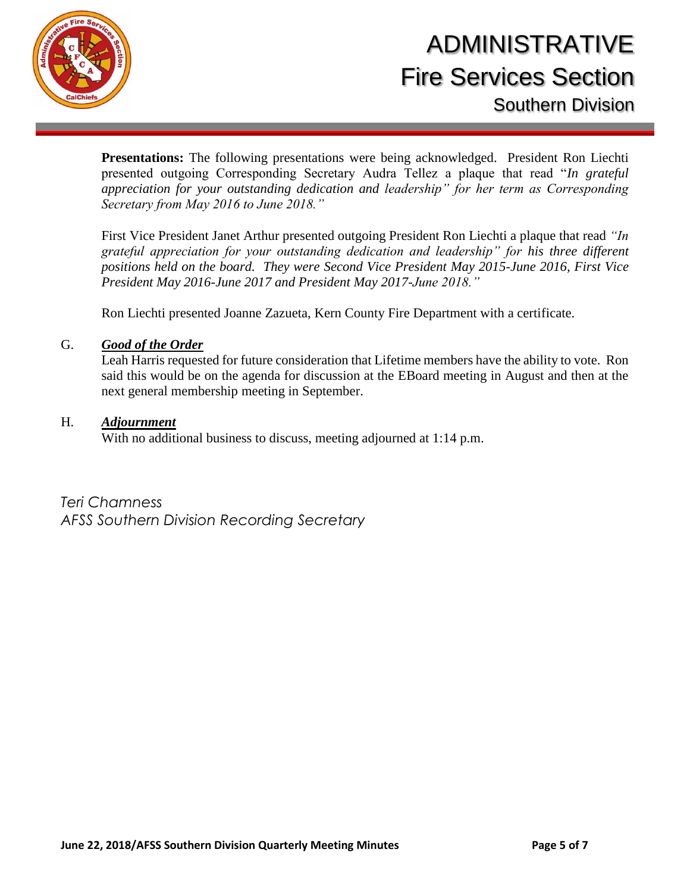**Presentations:** The following presentations were being acknowledged. President Ron Liechti presented outgoing Corresponding Secretary Audra Tellez a plaque that read "*In grateful appreciation for your outstanding dedication and leadership" for her term as Corresponding Secretary from May 2016 to June 2018."*

First Vice President Janet Arthur presented outgoing President Ron Liechti a plaque that read *"In grateful appreciation for your outstanding dedication and leadership" for his three different positions held on the board. They were Second Vice President May 2015-June 2016, First Vice President May 2016-June 2017 and President May 2017-June 2018."*

Ron Liechti presented Joanne Zazueta, Kern County Fire Department with a certificate.

G. ***Good of the Order***

Leah Harris requested for future consideration that Lifetime members have the ability to vote. Ron said this would be on the agenda for discussion at the EBoard meeting in August and then at the next general membership meeting in September.

H. ***Adjournment***

With no additional business to discuss, meeting adjourned at 1:14 p.m.

*Teri Chamness*
*AFSS Southern Division Recording Secretary*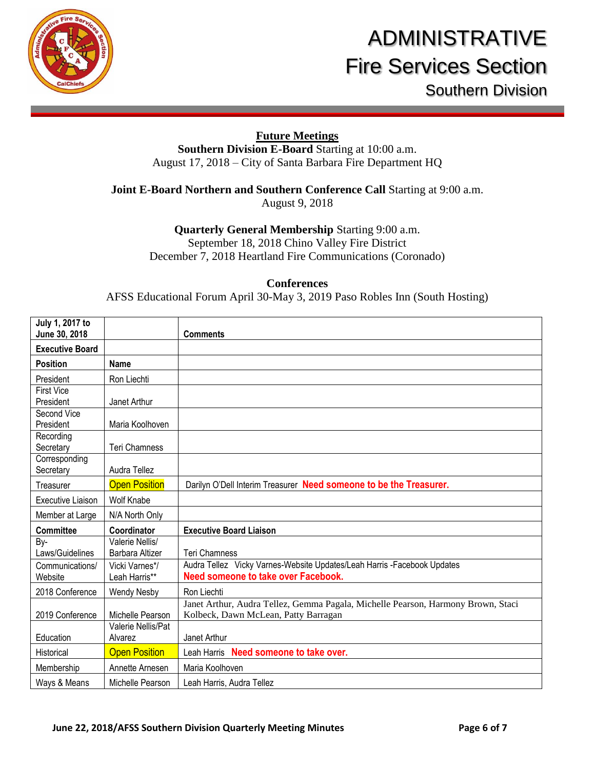# ADMINISTRATIVE Fire Services Section

## Southern Division

**Future Meetings**

**Southern Division E-Board** Starting at 10:00 a.m.
August 17, 2018 – City of Santa Barbara Fire Department HQ

**Joint E-Board Northern and Southern Conference Call** Starting at 9:00 a.m.
August 9, 2018

**Quarterly General Membership** Starting 9:00 a.m.
September 18, 2018 Chino Valley Fire District
December 7, 2018 Heartland Fire Communications (Coronado)

**Conferences**

AFSS Educational Forum April 30-May 3, 2019 Paso Robles Inn (South Hosting)

| **July 1, 2017 to June 30, 2018** | | **Comments** |
|---|---|---|
| **Executive Board** | | |
| **Position** | **Name** | |
| President | Ron Liechti | |
| First Vice President | Janet Arthur | |
| Second Vice President | Maria Koolhoven | |
| Recording Secretary | Teri Chamness | |
| Corresponding Secretary | Audra Tellez | |
| Treasurer | Open Position | Darilyn O'Dell Interim Treasurer **Need someone to be the Treasurer.** |
| Executive Liaison | Wolf Knabe | |
| Member at Large | N/A North Only | |
| **Committee** | **Coordinator** | **Executive Board Liaison** |
| By-Laws/Guidelines | Valerie Nellis/ Barbara Altizer | Teri Chamness |
| Communications/ Website | Vicki Varnes*/ Leah Harris** | Audra Tellez Vicky Varnes-Website Updates/Leah Harris -Facebook Updates **Need someone to take over Facebook.** |
| 2018 Conference | Wendy Nesby | Ron Liechti |
| 2019 Conference | Michelle Pearson | Janet Arthur, Audra Tellez, Gemma Pagala, Michelle Pearson, Harmony Brown, Staci Kolbeck, Dawn McLean, Patty Barragan |
| Education | Valerie Nellis/Pat Alvarez | Janet Arthur |
| Historical | Open Position | Leah Harris **Need someone to take over.** |
| Membership | Annette Arnesen | Maria Koolhoven |
| Ways & Means | Michelle Pearson | Leah Harris, Audra Tellez |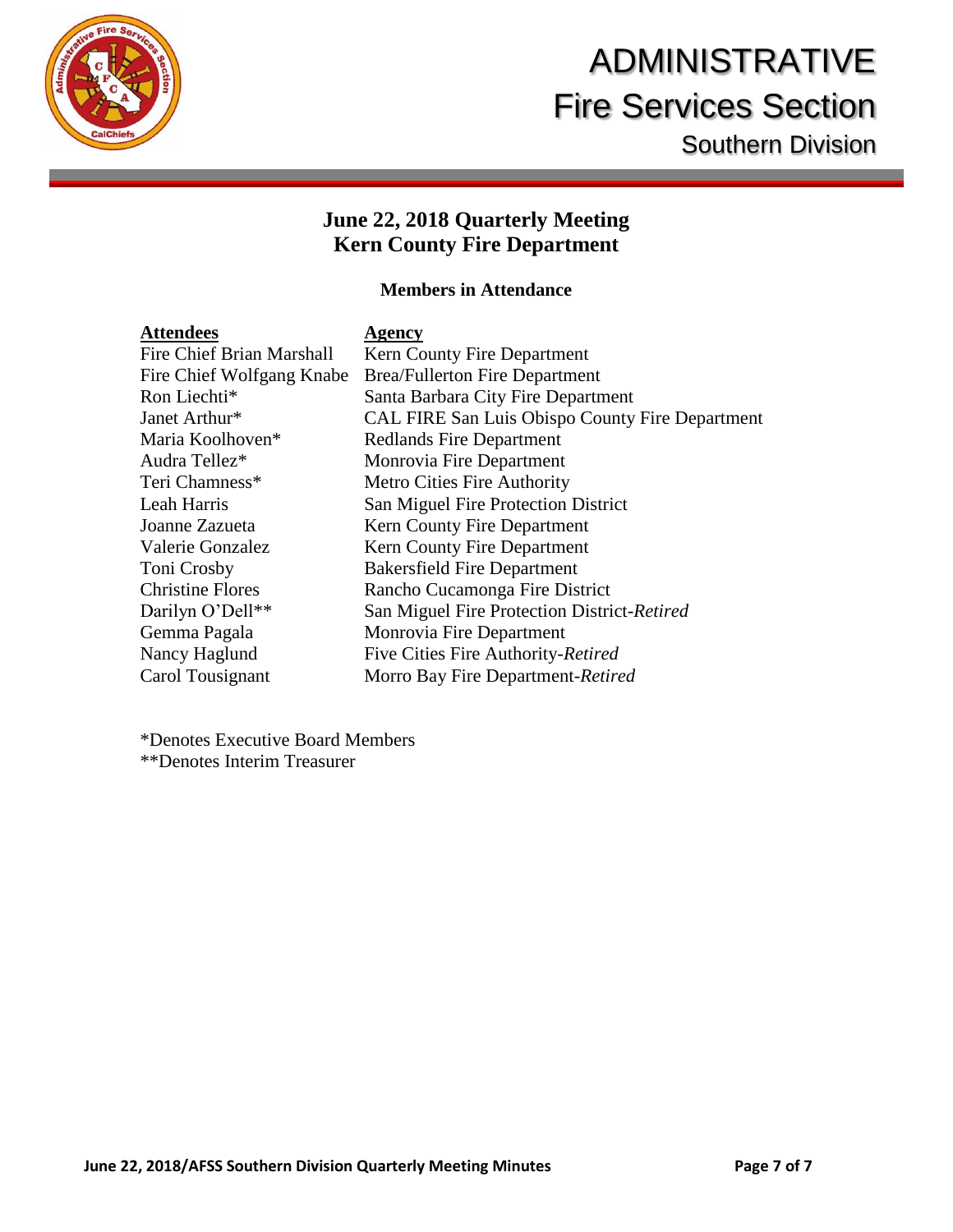# ADMINISTRATIVE Fire Services Section

## Southern Division

### June 22, 2018 Quarterly Meeting
### Kern County Fire Department

**Members in Attendance**

| Attendees | Agency |
| --- | --- |
| Fire Chief Brian Marshall | Kern County Fire Department |
| Fire Chief Wolfgang Knabe | Brea/Fullerton Fire Department |
| Ron Liechti* | Santa Barbara City Fire Department |
| Janet Arthur* | CAL FIRE San Luis Obispo County Fire Department |
| Maria Koolhoven* | Redlands Fire Department |
| Audra Tellez* | Monrovia Fire Department |
| Teri Chamness* | Metro Cities Fire Authority |
| Leah Harris | San Miguel Fire Protection District |
| Joanne Zazueta | Kern County Fire Department |
| Valerie Gonzalez | Kern County Fire Department |
| Toni Crosby | Bakersfield Fire Department |
| Christine Flores | Rancho Cucamonga Fire District |
| Darilyn O'Dell** | San Miguel Fire Protection District-*Retired* |
| Gemma Pagala | Monrovia Fire Department |
| Nancy Haglund | Five Cities Fire Authority-*Retired* |
| Carol Tousignant | Morro Bay Fire Department-*Retired* |

*Denotes Executive Board Members
**Denotes Interim Treasurer